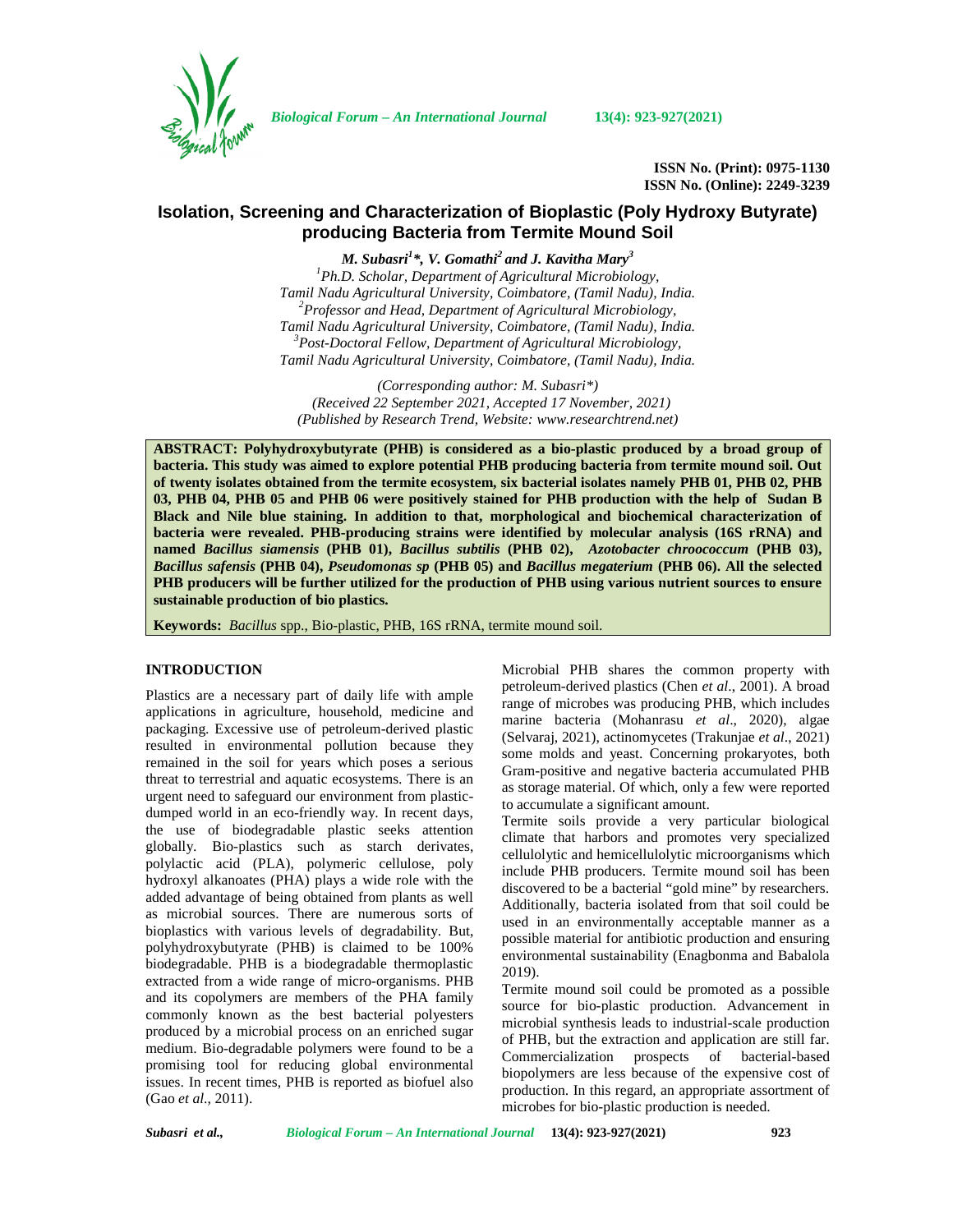ISSN No. (Print): 0975-1130
ISSN No. (Online): 2249-3239

# Isolation, Screening and Characterization of Bioplastic (Poly Hydroxy Butyrate) producing Bacteria from Termite Mound Soil

***M. Subasri[1]\*, V. Gomathi[2] and J. Kavitha Mary[3]***

[1]Ph.D. Scholar, Department of Agricultural Microbiology, Tamil Nadu Agricultural University, Coimbatore, (Tamil Nadu), India.
[2]Professor and Head, Department of Agricultural Microbiology, Tamil Nadu Agricultural University, Coimbatore, (Tamil Nadu), India.
[3]Post-Doctoral Fellow, Department of Agricultural Microbiology, Tamil Nadu Agricultural University, Coimbatore, (Tamil Nadu), India.

*(Corresponding author: M. Subasri\*)*
*(Received 22 September 2021, Accepted 17 November, 2021)*
*(Published by Research Trend, Website: www.researchtrend.net)*

**ABSTRACT: Polyhydroxybutyrate (PHB) is considered as a bio-plastic produced by a broad group of bacteria. This study was aimed to explore potential PHB producing bacteria from termite mound soil. Out of twenty isolates obtained from the termite ecosystem, six bacterial isolates namely PHB 01, PHB 02, PHB 03, PHB 04, PHB 05 and PHB 06 were positively stained for PHB production with the help of Sudan B Black and Nile blue staining. In addition to that, morphological and biochemical characterization of bacteria were revealed. PHB-producing strains were identified by molecular analysis (16S rRNA) and named *Bacillus siamensis* (PHB 01), *Bacillus subtilis* (PHB 02), *Azotobacter chroococcum* (PHB 03), *Bacillus safensis* (PHB 04), *Pseudomonas sp* (PHB 05) and *Bacillus megaterium* (PHB 06). All the selected PHB producers will be further utilized for the production of PHB using various nutrient sources to ensure sustainable production of bio plastics.**

**Keywords:** *Bacillus* spp., Bio-plastic, PHB, 16S rRNA, termite mound soil.

## INTRODUCTION

Plastics are a necessary part of daily life with ample applications in agriculture, household, medicine and packaging. Excessive use of petroleum-derived plastic resulted in environmental pollution because they remained in the soil for years which poses a serious threat to terrestrial and aquatic ecosystems. There is an urgent need to safeguard our environment from plastic-dumped world in an eco-friendly way. In recent days, the use of biodegradable plastic seeks attention globally. Bio-plastics such as starch derivates, polylactic acid (PLA), polymeric cellulose, poly hydroxyl alkanoates (PHA) plays a wide role with the added advantage of being obtained from plants as well as microbial sources. There are numerous sorts of bioplastics with various levels of degradability. But, polyhydroxybutyrate (PHB) is claimed to be 100% biodegradable. PHB is a biodegradable thermoplastic extracted from a wide range of micro-organisms. PHB and its copolymers are members of the PHA family commonly known as the best bacterial polyesters produced by a microbial process on an enriched sugar medium. Bio-degradable polymers were found to be a promising tool for reducing global environmental issues. In recent times, PHB is reported as biofuel also (Gao *et al*., 2011).

Microbial PHB shares the common property with petroleum-derived plastics (Chen *et al*., 2001). A broad range of microbes was producing PHB, which includes marine bacteria (Mohanrasu *et al*., 2020), algae (Selvaraj, 2021), actinomycetes (Trakunjae *et al*., 2021) some molds and yeast. Concerning prokaryotes, both Gram-positive and negative bacteria accumulated PHB as storage material. Of which, only a few were reported to accumulate a significant amount.

Termite soils provide a very particular biological climate that harbors and promotes very specialized cellulolytic and hemicellulolytic microorganisms which include PHB producers. Termite mound soil has been discovered to be a bacterial "gold mine" by researchers. Additionally, bacteria isolated from that soil could be used in an environmentally acceptable manner as a possible material for antibiotic production and ensuring environmental sustainability (Enagbonma and Babalola 2019).

Termite mound soil could be promoted as a possible source for bio-plastic production. Advancement in microbial synthesis leads to industrial-scale production of PHB, but the extraction and application are still far. Commercialization prospects of bacterial-based biopolymers are less because of the expensive cost of production. In this regard, an appropriate assortment of microbes for bio-plastic production is needed.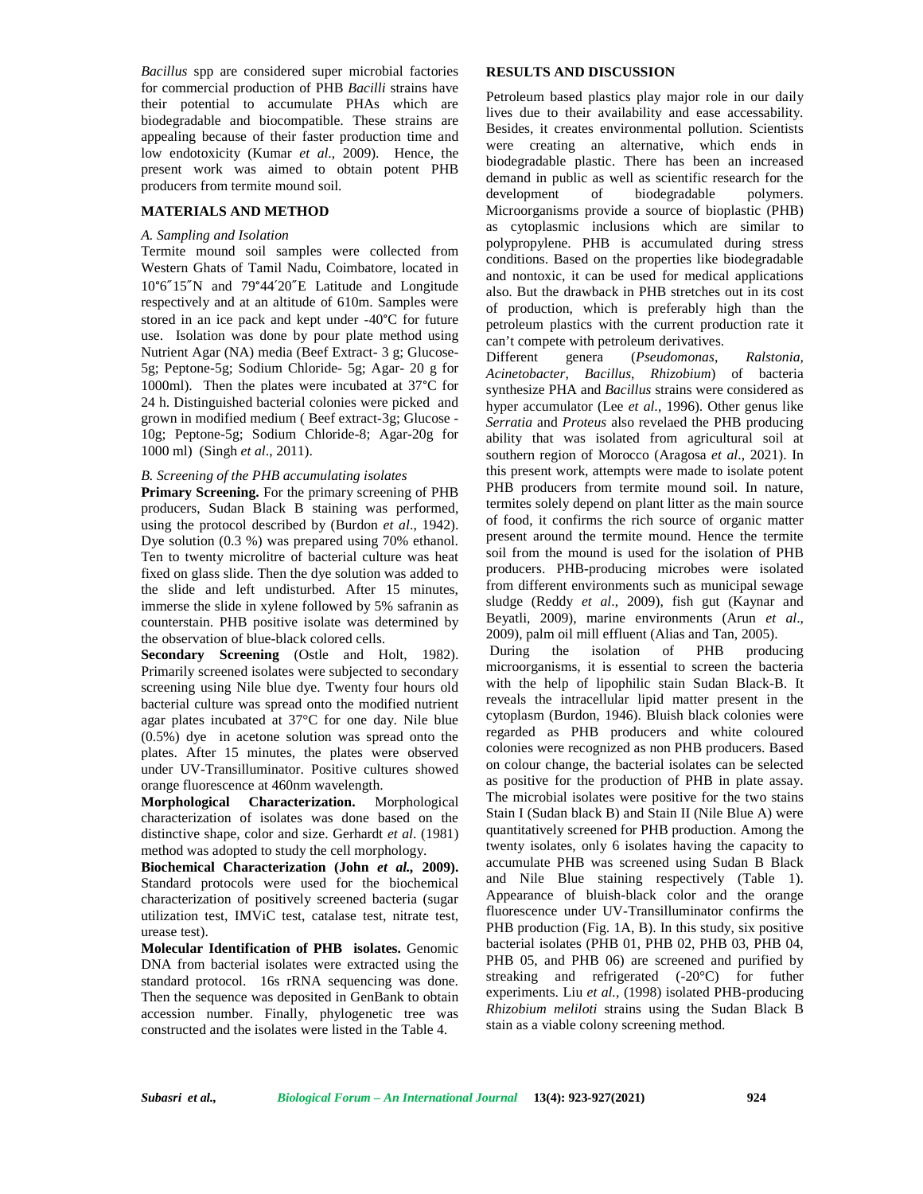*Bacillus* spp are considered super microbial factories for commercial production of PHB *Bacilli* strains have their potential to accumulate PHAs which are biodegradable and biocompatible. These strains are appealing because of their faster production time and low endotoxicity (Kumar *et al*., 2009). Hence, the present work was aimed to obtain potent PHB producers from termite mound soil.

## MATERIALS AND METHOD

### *A. Sampling and Isolation*

Termite mound soil samples were collected from Western Ghats of Tamil Nadu, Coimbatore, located in 10°6″15″N and 79°44′20″E Latitude and Longitude respectively and at an altitude of 610m. Samples were stored in an ice pack and kept under -40°C for future use. Isolation was done by pour plate method using Nutrient Agar (NA) media (Beef Extract- 3 g; Glucose- 5g; Peptone-5g; Sodium Chloride- 5g; Agar- 20 g for 1000ml). Then the plates were incubated at 37°C for 24 h. Distinguished bacterial colonies were picked and grown in modified medium ( Beef extract-3g; Glucose - 10g; Peptone-5g; Sodium Chloride-8; Agar-20g for 1000 ml) (Singh *et al*., 2011).

### *B. Screening of the PHB accumulating isolates*

**Primary Screening.** For the primary screening of PHB producers, Sudan Black B staining was performed, using the protocol described by (Burdon *et al*., 1942). Dye solution (0.3 %) was prepared using 70% ethanol. Ten to twenty microlitre of bacterial culture was heat fixed on glass slide. Then the dye solution was added to the slide and left undisturbed. After 15 minutes, immerse the slide in xylene followed by 5% safranin as counterstain. PHB positive isolate was determined by the observation of blue-black colored cells.

**Secondary Screening** (Ostle and Holt, 1982). Primarily screened isolates were subjected to secondary screening using Nile blue dye. Twenty four hours old bacterial culture was spread onto the modified nutrient agar plates incubated at 37°C for one day. Nile blue (0.5%) dye in acetone solution was spread onto the plates. After 15 minutes, the plates were observed under UV-Transilluminator. Positive cultures showed orange fluorescence at 460nm wavelength.

**Morphological Characterization.** Morphological characterization of isolates was done based on the distinctive shape, color and size. Gerhardt *et al*. (1981) method was adopted to study the cell morphology.

**Biochemical Characterization (John *et al.*, 2009).** Standard protocols were used for the biochemical characterization of positively screened bacteria (sugar utilization test, IMViC test, catalase test, nitrate test, urease test).

**Molecular Identification of PHB isolates.** Genomic DNA from bacterial isolates were extracted using the standard protocol. 16s rRNA sequencing was done. Then the sequence was deposited in GenBank to obtain accession number. Finally, phylogenetic tree was constructed and the isolates were listed in the Table 4.

## RESULTS AND DISCUSSION

Petroleum based plastics play major role in our daily lives due to their availability and ease accessability. Besides, it creates environmental pollution. Scientists were creating an alternative, which ends in biodegradable plastic. There has been an increased demand in public as well as scientific research for the development of biodegradable polymers. Microorganisms provide a source of bioplastic (PHB) as cytoplasmic inclusions which are similar to polypropylene. PHB is accumulated during stress conditions. Based on the properties like biodegradable and nontoxic, it can be used for medical applications also. But the drawback in PHB stretches out in its cost of production, which is preferably high than the petroleum plastics with the current production rate it can't compete with petroleum derivatives.

Different genera (*Pseudomonas*, *Ralstonia, Acinetobacter*, *Bacillus*, *Rhizobium*) of bacteria synthesize PHA and *Bacillus* strains were considered as hyper accumulator (Lee *et al*., 1996). Other genus like *Serratia* and *Proteus* also revelaed the PHB producing ability that was isolated from agricultural soil at southern region of Morocco (Aragosa *et al*., 2021). In this present work, attempts were made to isolate potent PHB producers from termite mound soil. In nature, termites solely depend on plant litter as the main source of food, it confirms the rich source of organic matter present around the termite mound. Hence the termite soil from the mound is used for the isolation of PHB producers. PHB-producing microbes were isolated from different environments such as municipal sewage sludge (Reddy *et al*., 2009), fish gut (Kaynar and Beyatli, 2009), marine environments (Arun *et al*., 2009), palm oil mill effluent (Alias and Tan, 2005).

During the isolation of PHB producing microorganisms, it is essential to screen the bacteria with the help of lipophilic stain Sudan Black-B. It reveals the intracellular lipid matter present in the cytoplasm (Burdon, 1946). Bluish black colonies were regarded as PHB producers and white coloured colonies were recognized as non PHB producers. Based on colour change, the bacterial isolates can be selected as positive for the production of PHB in plate assay. The microbial isolates were positive for the two stains Stain I (Sudan black B) and Stain II (Nile Blue A) were quantitatively screened for PHB production. Among the twenty isolates, only 6 isolates having the capacity to accumulate PHB was screened using Sudan B Black and Nile Blue staining respectively (Table 1). Appearance of bluish-black color and the orange fluorescence under UV-Transilluminator confirms the PHB production (Fig. 1A, B). In this study, six positive bacterial isolates (PHB 01, PHB 02, PHB 03, PHB 04, PHB 05, and PHB 06) are screened and purified by streaking and refrigerated (-20°C) for futher experiments. Liu *et al.,* (1998) isolated PHB-producing *Rhizobium meliloti* strains using the Sudan Black B stain as a viable colony screening method.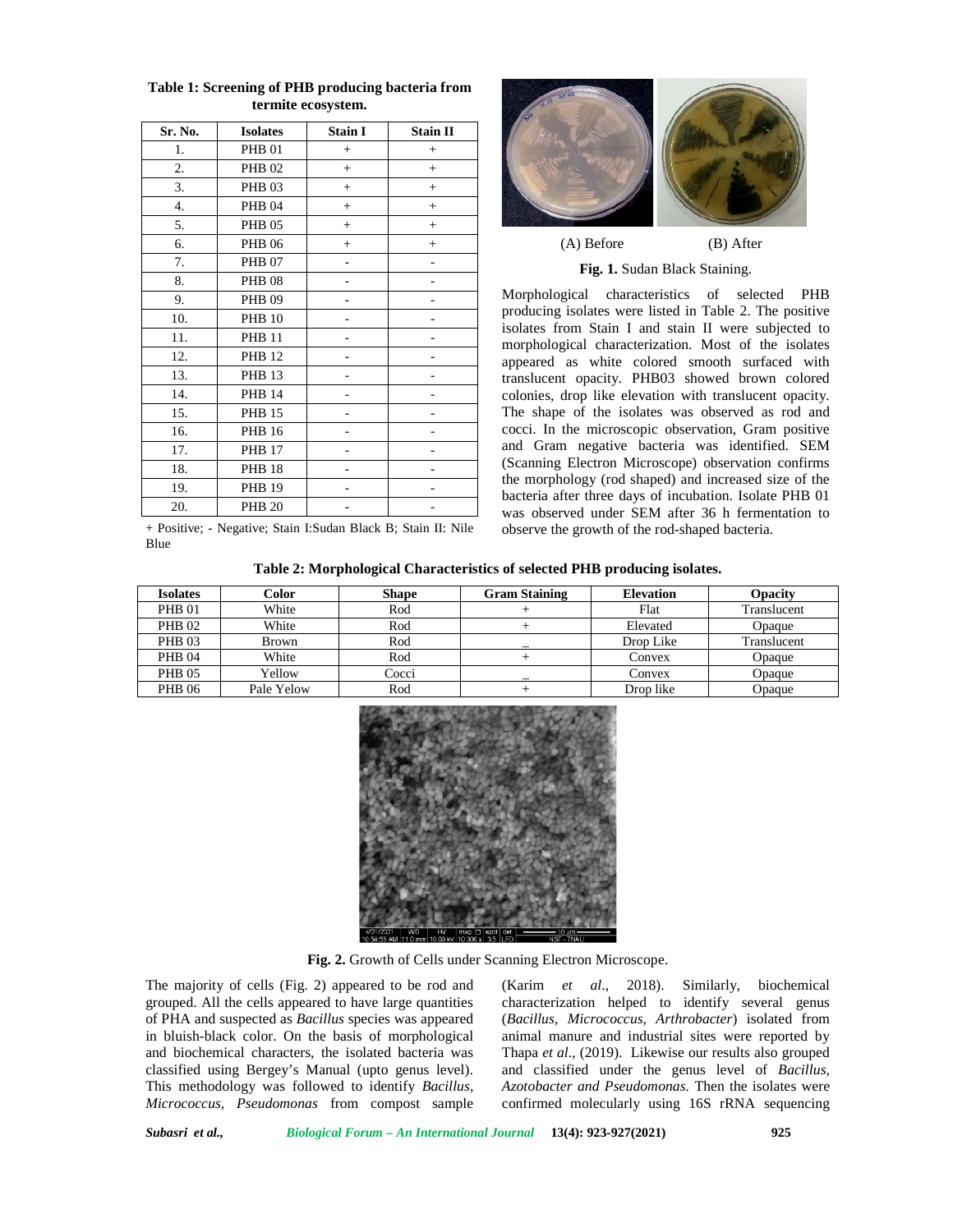**Table 1: Screening of PHB producing bacteria from termite ecosystem.**

| Sr. No. | Isolates | Stain I | Stain II |
|---|---|---|---|
| 1. | PHB 01 | + | + |
| 2. | PHB 02 | + | + |
| 3. | PHB 03 | + | + |
| 4. | PHB 04 | + | + |
| 5. | PHB 05 | + | + |
| 6. | PHB 06 | + | + |
| 7. | PHB 07 | - | - |
| 8. | PHB 08 | - | - |
| 9. | PHB 09 | - | - |
| 10. | PHB 10 | - | - |
| 11. | PHB 11 | - | - |
| 12. | PHB 12 | - | - |
| 13. | PHB 13 | - | - |
| 14. | PHB 14 | - | - |
| 15. | PHB 15 | - | - |
| 16. | PHB 16 | - | - |
| 17. | PHB 17 | - | - |
| 18. | PHB 18 | - | - |
| 19. | PHB 19 | - | - |
| 20. | PHB 20 | - | - |

+ Positive; - Negative; Stain I:Sudan Black B; Stain II: Nile Blue

(A) Before (B) After

**Fig. 1.** Sudan Black Staining.

Morphological characteristics of selected PHB producing isolates were listed in Table 2. The positive isolates from Stain I and stain II were subjected to morphological characterization. Most of the isolates appeared as white colored smooth surfaced with translucent opacity. PHB03 showed brown colored colonies, drop like elevation with translucent opacity. The shape of the isolates was observed as rod and cocci. In the microscopic observation, Gram positive and Gram negative bacteria was identified. SEM (Scanning Electron Microscope) observation confirms the morphology (rod shaped) and increased size of the bacteria after three days of incubation. Isolate PHB 01 was observed under SEM after 36 h fermentation to observe the growth of the rod-shaped bacteria.

**Table 2: Morphological Characteristics of selected PHB producing isolates.**

| Isolates | Color | Shape | Gram Staining | Elevation | Opacity |
|---|---|---|---|---|---|
| PHB 01 | White | Rod | + | Flat | Translucent |
| PHB 02 | White | Rod | + | Elevated | Opaque |
| PHB 03 | Brown | Rod | _ | Drop Like | Translucent |
| PHB 04 | White | Rod | + | Convex | Opaque |
| PHB 05 | Yellow | Cocci | _ | Convex | Opaque |
| PHB 06 | Pale Yelow | Rod | + | Drop like | Opaque |

**Fig. 2.** Growth of Cells under Scanning Electron Microscope.

The majority of cells (Fig. 2) appeared to be rod and grouped. All the cells appeared to have large quantities of PHA and suspected as *Bacillus* species was appeared in bluish-black color. On the basis of morphological and biochemical characters, the isolated bacteria was classified using Bergey's Manual (upto genus level). This methodology was followed to identify *Bacillus, Micrococcus, Pseudomonas* from compost sample (Karim *et al*., 2018). Similarly, biochemical characterization helped to identify several genus (*Bacillus, Micrococcus, Arthrobacter*) isolated from animal manure and industrial sites were reported by Thapa *et al*., (2019). Likewise our results also grouped and classified under the genus level of *Bacillus, Azotobacter and Pseudomonas.* Then the isolates were confirmed molecularly using 16S rRNA sequencing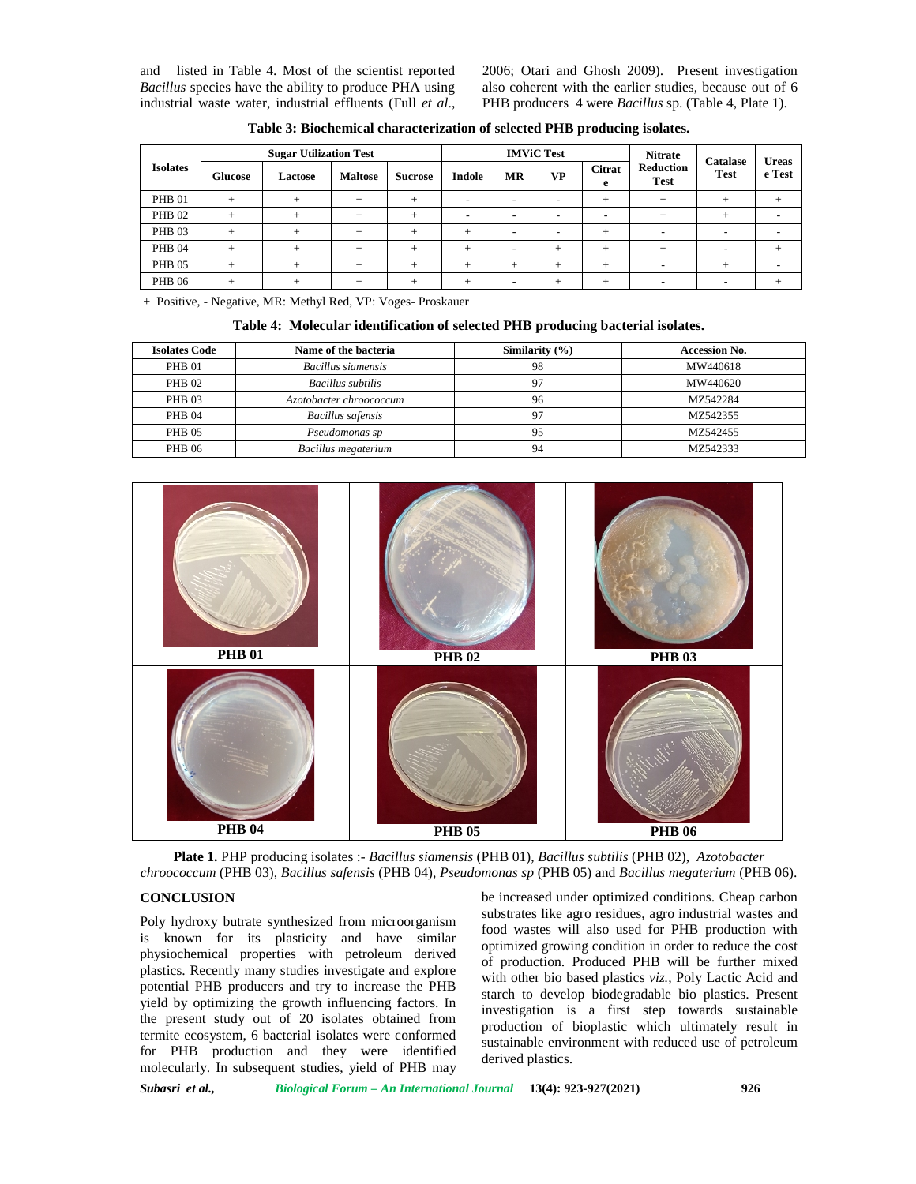and listed in Table 4. Most of the scientist reported *Bacillus* species have the ability to produce PHA using industrial waste water, industrial effluents (Full *et al*., 2006; Otari and Ghosh 2009). Present investigation also coherent with the earlier studies, because out of 6 PHB producers 4 were *Bacillus* sp. (Table 4, Plate 1).

**Table 3: Biochemical characterization of selected PHB producing isolates.**

| Isolates | Sugar Utilization Test | | | | IMViC Test | | | | Nitrate Reduction Test | Catalase Test | Urease Test |
|---|---|---|---|---|---|---|---|---|---|---|---|
| | Glucose | Lactose | Maltose | Sucrose | Indole | MR | VP | Citrate | | | |
| PHB 01 | + | + | + | + | - | - | - | + | + | + | + |
| PHB 02 | + | + | + | + | - | - | - | - | + | + | - |
| PHB 03 | + | + | + | + | + | - | - | + | - | - | - |
| PHB 04 | + | + | + | + | + | - | + | + | + | - | + |
| PHB 05 | + | + | + | + | + | + | + | + | - | + | - |
| PHB 06 | + | + | + | + | + | - | + | + | - | - | + |

+ Positive, - Negative, MR: Methyl Red, VP: Voges- Proskauer

**Table 4: Molecular identification of selected PHB producing bacterial isolates.**

| Isolates Code | Name of the bacteria | Similarity (%) | Accession No. |
|---|---|---|---|
| PHB 01 | *Bacillus siamensis* | 98 | MW440618 |
| PHB 02 | *Bacillus subtilis* | 97 | MW440620 |
| PHB 03 | *Azotobacter chroococcum* | 96 | MZ542284 |
| PHB 04 | *Bacillus safensis* | 97 | MZ542355 |
| PHB 05 | *Pseudomonas sp* | 95 | MZ542455 |
| PHB 06 | *Bacillus megaterium* | 94 | MZ542333 |

PHB 01 PHB 02 PHB 03

PHB 04 PHB 05 PHB 06

**Plate 1.** PHP producing isolates :- *Bacillus siamensis* (PHB 01), *Bacillus subtilis* (PHB 02), *Azotobacter chroococcum* (PHB 03), *Bacillus safensis* (PHB 04), *Pseudomonas sp* (PHB 05) and *Bacillus megaterium* (PHB 06).

## CONCLUSION

Poly hydroxy butrate synthesized from microorganism is known for its plasticity and have similar physiochemical properties with petroleum derived plastics. Recently many studies investigate and explore potential PHB producers and try to increase the PHB yield by optimizing the growth influencing factors. In the present study out of 20 isolates obtained from termite ecosystem, 6 bacterial isolates were conformed for PHB production and they were identified molecularly. In subsequent studies, yield of PHB may be increased under optimized conditions. Cheap carbon substrates like agro residues, agro industrial wastes and food wastes will also used for PHB production with optimized growing condition in order to reduce the cost of production. Produced PHB will be further mixed with other bio based plastics *viz.*, Poly Lactic Acid and starch to develop biodegradable bio plastics. Present investigation is a first step towards sustainable production of bioplastic which ultimately result in sustainable environment with reduced use of petroleum derived plastics.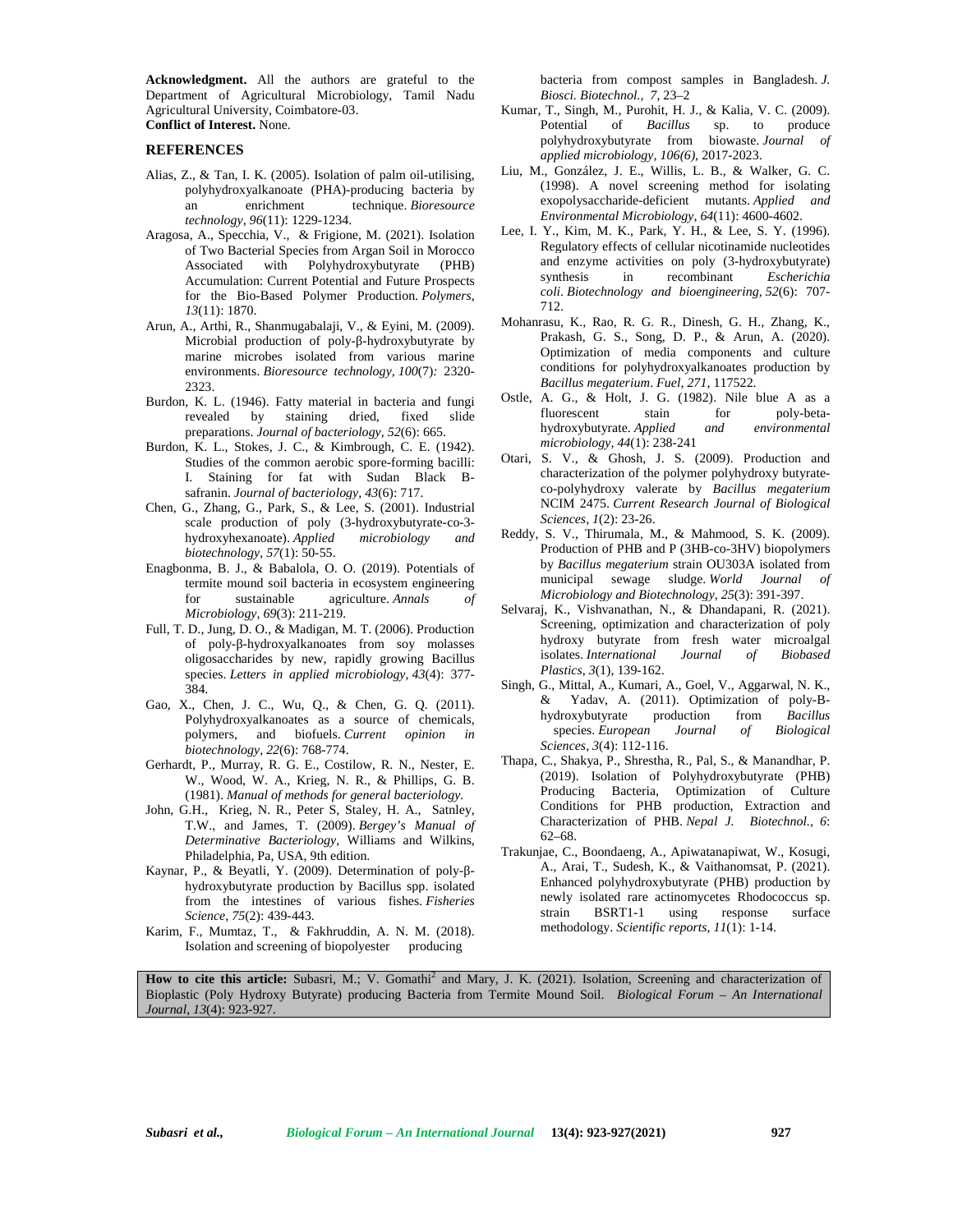**Acknowledgment.** All the authors are grateful to the Department of Agricultural Microbiology, Tamil Nadu Agricultural University, Coimbatore-03.

**Conflict of Interest.** None.

## REFERENCES

Alias, Z., & Tan, I. K. (2005). Isolation of palm oil-utilising, polyhydroxyalkanoate (PHA)-producing bacteria by an enrichment technique. *Bioresource technology, 96*(11): 1229-1234.

Aragosa, A., Specchia, V., & Frigione, M. (2021). Isolation of Two Bacterial Species from Argan Soil in Morocco Associated with Polyhydroxybutyrate (PHB) Accumulation: Current Potential and Future Prospects for the Bio-Based Polymer Production. *Polymers, 13*(11): 1870.

Arun, A., Arthi, R., Shanmugabalaji, V., & Eyini, M. (2009). Microbial production of poly-β-hydroxybutyrate by marine microbes isolated from various marine environments. *Bioresource technology, 100*(7): 2320-2323.

Burdon, K. L. (1946). Fatty material in bacteria and fungi revealed by staining dried, fixed slide preparations. *Journal of bacteriology, 52*(6): 665.

Burdon, K. L., Stokes, J. C., & Kimbrough, C. E. (1942). Studies of the common aerobic spore-forming bacilli: I. Staining for fat with Sudan Black B-safranin. *Journal of bacteriology, 43*(6): 717.

Chen, G., Zhang, G., Park, S., & Lee, S. (2001). Industrial scale production of poly (3-hydroxybutyrate-co-3-hydroxyhexanoate). *Applied microbiology and biotechnology, 57*(1): 50-55.

Enagbonma, B. J., & Babalola, O. O. (2019). Potentials of termite mound soil bacteria in ecosystem engineering for sustainable agriculture. *Annals of Microbiology, 69*(3): 211-219.

Full, T. D., Jung, D. O., & Madigan, M. T. (2006). Production of poly-β-hydroxyalkanoates from soy molasses oligosaccharides by new, rapidly growing Bacillus species. *Letters in applied microbiology, 43*(4): 377-384.

Gao, X., Chen, J. C., Wu, Q., & Chen, G. Q. (2011). Polyhydroxyalkanoates as a source of chemicals, polymers, and biofuels. *Current opinion in biotechnology, 22*(6): 768-774.

Gerhardt, P., Murray, R. G. E., Costilow, R. N., Nester, E. W., Wood, W. A., Krieg, N. R., & Phillips, G. B. (1981). *Manual of methods for general bacteriology.*

John, G.H., Krieg, N. R., Peter S, Staley, H. A., Satnley, T.W., and James, T. (2009). *Bergey's Manual of Determinative Bacteriology*, Williams and Wilkins, Philadelphia, Pa, USA, 9th edition.

Kaynar, P., & Beyatli, Y. (2009). Determination of poly-β-hydroxybutyrate production by Bacillus spp. isolated from the intestines of various fishes. *Fisheries Science, 75*(2): 439-443.

Karim, F., Mumtaz, T., & Fakhruddin, A. N. M. (2018). Isolation and screening of biopolyester producing bacteria from compost samples in Bangladesh. *J. Biosci. Biotechnol., 7*, 23–2

Kumar, T., Singh, M., Purohit, H. J., & Kalia, V. C. (2009). Potential of *Bacillus* sp. to produce polyhydroxybutyrate from biowaste. *Journal of applied microbiology, 106(6)*, 2017-2023.

Liu, M., González, J. E., Willis, L. B., & Walker, G. C. (1998). A novel screening method for isolating exopolysaccharide-deficient mutants. *Applied and Environmental Microbiology, 64*(11): 4600-4602.

Lee, I. Y., Kim, M. K., Park, Y. H., & Lee, S. Y. (1996). Regulatory effects of cellular nicotinamide nucleotides and enzyme activities on poly (3-hydroxybutyrate) synthesis in recombinant *Escherichia coli*. *Biotechnology and bioengineering, 52*(6): 707-712.

Mohanrasu, K., Rao, R. G. R., Dinesh, G. H., Zhang, K., Prakash, G. S., Song, D. P., & Arun, A. (2020). Optimization of media components and culture conditions for polyhydroxyalkanoates production by *Bacillus megaterium*. *Fuel, 271*, 117522.

Ostle, A. G., & Holt, J. G. (1982). Nile blue A as a fluorescent stain for poly-beta-hydroxybutyrate. *Applied and environmental microbiology, 44*(1): 238-241

Otari, S. V., & Ghosh, J. S. (2009). Production and characterization of the polymer polyhydroxy butyrate-co-polyhydroxy valerate by *Bacillus megaterium* NCIM 2475. *Current Research Journal of Biological Sciences, 1*(2): 23-26.

Reddy, S. V., Thirumala, M., & Mahmood, S. K. (2009). Production of PHB and P (3HB-co-3HV) biopolymers by *Bacillus megaterium* strain OU303A isolated from municipal sewage sludge. *World Journal of Microbiology and Biotechnology, 25*(3): 391-397.

Selvaraj, K., Vishvanathan, N., & Dhandapani, R. (2021). Screening, optimization and characterization of poly hydroxy butyrate from fresh water microalgal isolates. *International Journal of Biobased Plastics, 3*(1), 139-162.

Singh, G., Mittal, A., Kumari, A., Goel, V., Aggarwal, N. K., & Yadav, A. (2011). Optimization of poly-B-hydroxybutyrate production from *Bacillus* species. *European Journal of Biological Sciences, 3*(4): 112-116.

Thapa, C., Shakya, P., Shrestha, R., Pal, S., & Manandhar, P. (2019). Isolation of Polyhydroxybutyrate (PHB) Producing Bacteria, Optimization of Culture Conditions for PHB production, Extraction and Characterization of PHB. *Nepal J. Biotechnol., 6*: 62–68.

Trakunjae, C., Boondaeng, A., Apiwatanapiwat, W., Kosugi, A., Arai, T., Sudesh, K., & Vaithanomsat, P. (2021). Enhanced polyhydroxybutyrate (PHB) production by newly isolated rare actinomycetes Rhodococcus sp. strain BSRT1-1 using response surface methodology. *Scientific reports, 11*(1): 1-14.

**How to cite this article:** Subasri, M.; V. Gomathi[2] and Mary, J. K. (2021). Isolation, Screening and characterization of Bioplastic (Poly Hydroxy Butyrate) producing Bacteria from Termite Mound Soil. *Biological Forum – An International Journal, 13*(4): 923-927.